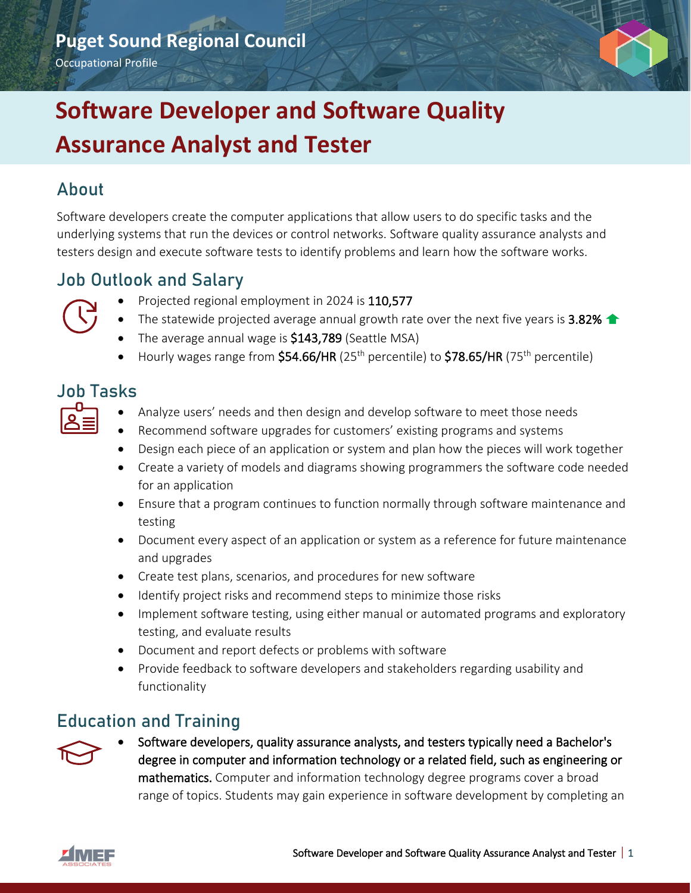Puget Sound Regional Council

Occupational Profile

# Software Developer and Software Quality Assurance Analyst and Tester

## About

Software developers create the computer applications that allow users to do specific tasks and the underlying systems that run the devices or control networks. Software quality assurance analysts and testers design and execute software tests to identify problems and learn how the software works.

## Job Outlook and Salary

- Projected regional employment in 2024 is **110,577**
- The statewide projected average annual growth rate over the next five years is **3.82%** ↑
- The average annual wage is **$143,789** (Seattle MSA)
- Hourly wages range from **$54.66/HR** (25th percentile) to **$78.65/HR** (75th percentile)

## Job Tasks

- Analyze users' needs and then design and develop software to meet those needs
- Recommend software upgrades for customers' existing programs and systems
- Design each piece of an application or system and plan how the pieces will work together
- Create a variety of models and diagrams showing programmers the software code needed for an application
- Ensure that a program continues to function normally through software maintenance and testing
- Document every aspect of an application or system as a reference for future maintenance and upgrades
- Create test plans, scenarios, and procedures for new software
- Identify project risks and recommend steps to minimize those risks
- Implement software testing, using either manual or automated programs and exploratory testing, and evaluate results
- Document and report defects or problems with software
- Provide feedback to software developers and stakeholders regarding usability and functionality

## Education and Training

- **Software developers, quality assurance analysts, and testers typically need a Bachelor's degree in computer and information technology or a related field, such as engineering or mathematics.** Computer and information technology degree programs cover a broad range of topics. Students may gain experience in software development by completing an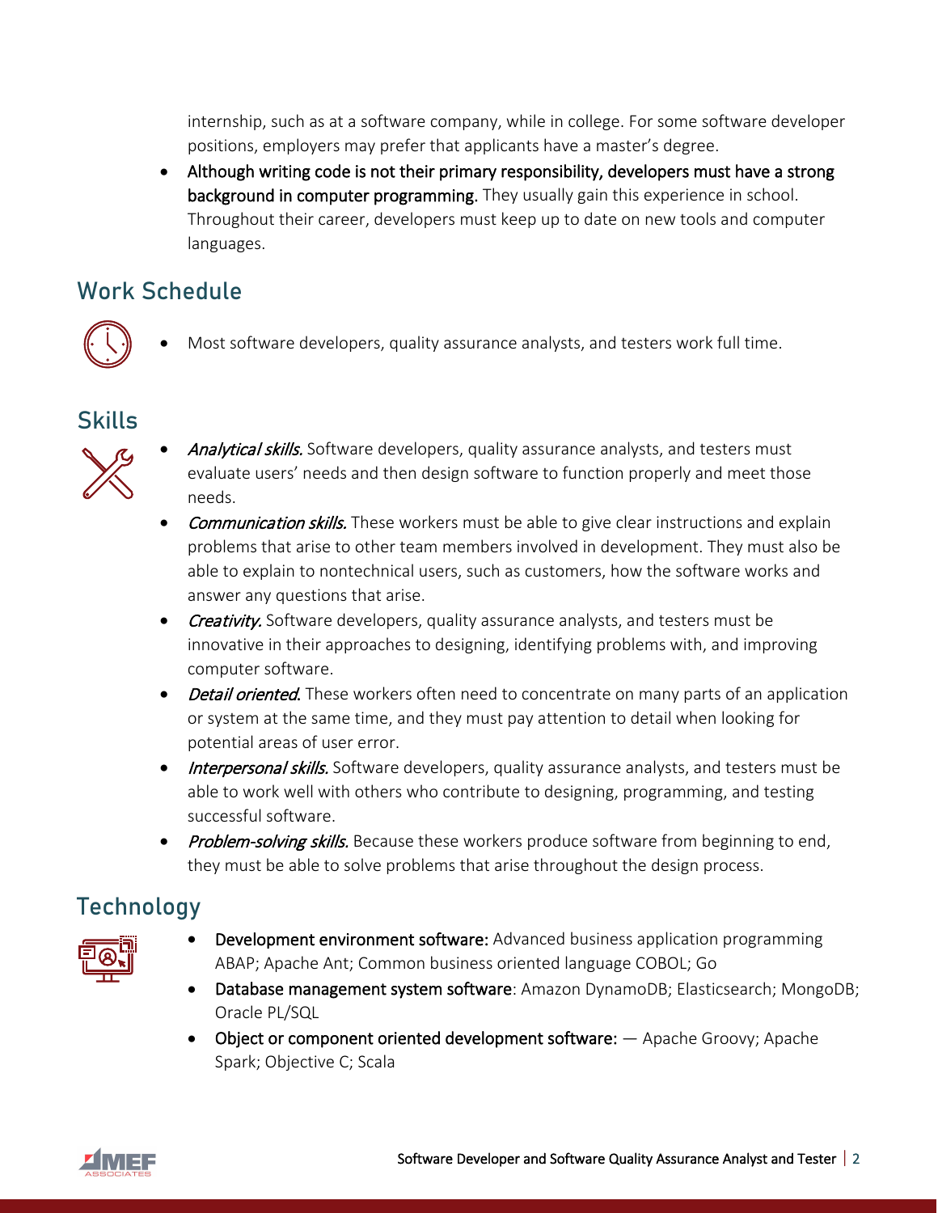internship, such as at a software company, while in college. For some software developer positions, employers may prefer that applicants have a master's degree.

- Although writing code is not their primary responsibility, developers must have a strong background in computer programming. They usually gain this experience in school. Throughout their career, developers must keep up to date on new tools and computer languages.

## Work Schedule

- Most software developers, quality assurance analysts, and testers work full time.

## Skills

- *Analytical skills.* Software developers, quality assurance analysts, and testers must evaluate users' needs and then design software to function properly and meet those needs.
- *Communication skills.* These workers must be able to give clear instructions and explain problems that arise to other team members involved in development. They must also be able to explain to nontechnical users, such as customers, how the software works and answer any questions that arise.
- *Creativity.* Software developers, quality assurance analysts, and testers must be innovative in their approaches to designing, identifying problems with, and improving computer software.
- *Detail oriented.* These workers often need to concentrate on many parts of an application or system at the same time, and they must pay attention to detail when looking for potential areas of user error.
- *Interpersonal skills.* Software developers, quality assurance analysts, and testers must be able to work well with others who contribute to designing, programming, and testing successful software.
- *Problem-solving skills.* Because these workers produce software from beginning to end, they must be able to solve problems that arise throughout the design process.

## Technology

- Development environment software: Advanced business application programming ABAP; Apache Ant; Common business oriented language COBOL; Go
- Database management system software: Amazon DynamoDB; Elasticsearch; MongoDB; Oracle PL/SQL
- Object or component oriented development software: — Apache Groovy; Apache Spark; Objective C; Scala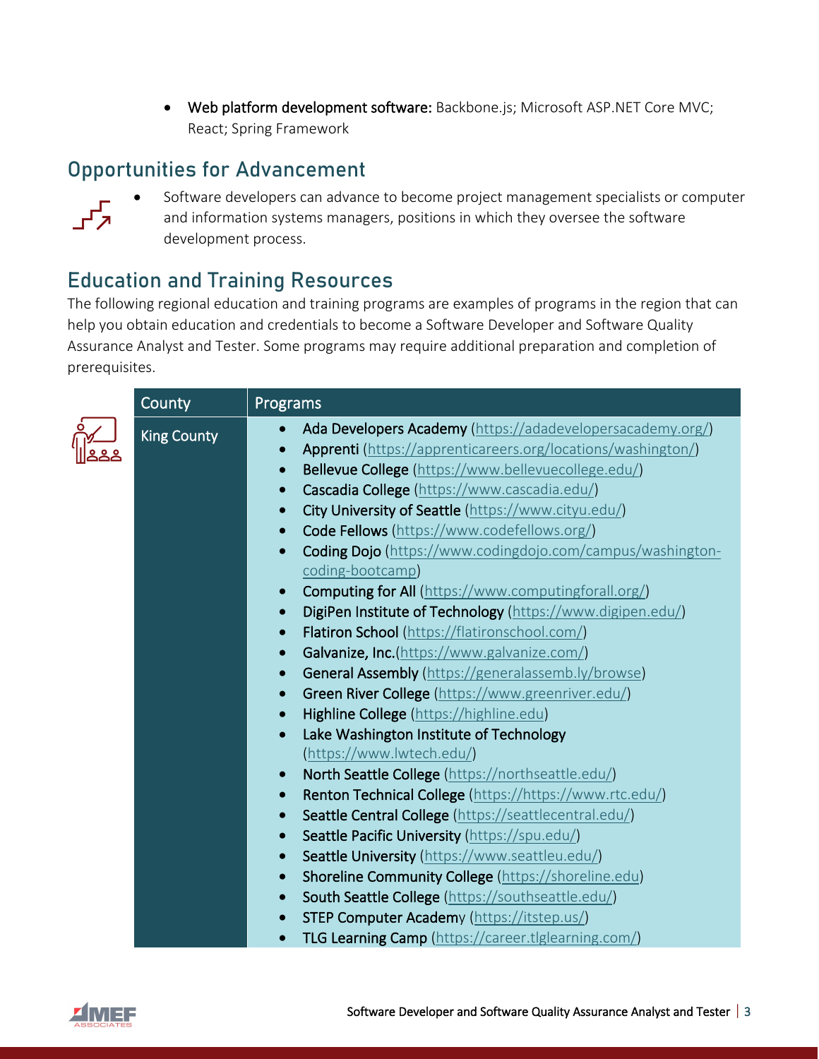- **Web platform development software:** Backbone.js; Microsoft ASP.NET Core MVC; React; Spring Framework

## Opportunities for Advancement

- Software developers can advance to become project management specialists or computer and information systems managers, positions in which they oversee the software development process.

## Education and Training Resources

The following regional education and training programs are examples of programs in the region that can help you obtain education and credentials to become a Software Developer and Software Quality Assurance Analyst and Tester. Some programs may require additional preparation and completion of prerequisites.

| County | Programs |
| --- | --- |
| King County | • Ada Developers Academy (https://adadevelopersacademy.org/)<br>• Apprenti (https://apprenticareers.org/locations/washington/)<br>• Bellevue College (https://www.bellevuecollege.edu/)<br>• Cascadia College (https://www.cascadia.edu/)<br>• City University of Seattle (https://www.cityu.edu/)<br>• Code Fellows (https://www.codefellows.org/)<br>• Coding Dojo (https://www.codingdojo.com/campus/washington-coding-bootcamp)<br>• Computing for All (https://www.computingforall.org/)<br>• DigiPen Institute of Technology (https://www.digipen.edu/)<br>• Flatiron School (https://flatironschool.com/)<br>• Galvanize, Inc.(https://www.galvanize.com/)<br>• General Assembly (https://generalassemb.ly/browse)<br>• Green River College (https://www.greenriver.edu/)<br>• Highline College (https://highline.edu)<br>• Lake Washington Institute of Technology (https://www.lwtech.edu/)<br>• North Seattle College (https://northseattle.edu/)<br>• Renton Technical College (https://https://www.rtc.edu/)<br>• Seattle Central College (https://seattlecentral.edu/)<br>• Seattle Pacific University (https://spu.edu/)<br>• Seattle University (https://www.seattleu.edu/)<br>• Shoreline Community College (https://shoreline.edu)<br>• South Seattle College (https://southseattle.edu/)<br>• STEP Computer Academy (https://itstep.us/)<br>• TLG Learning Camp (https://career.tlglearning.com/) |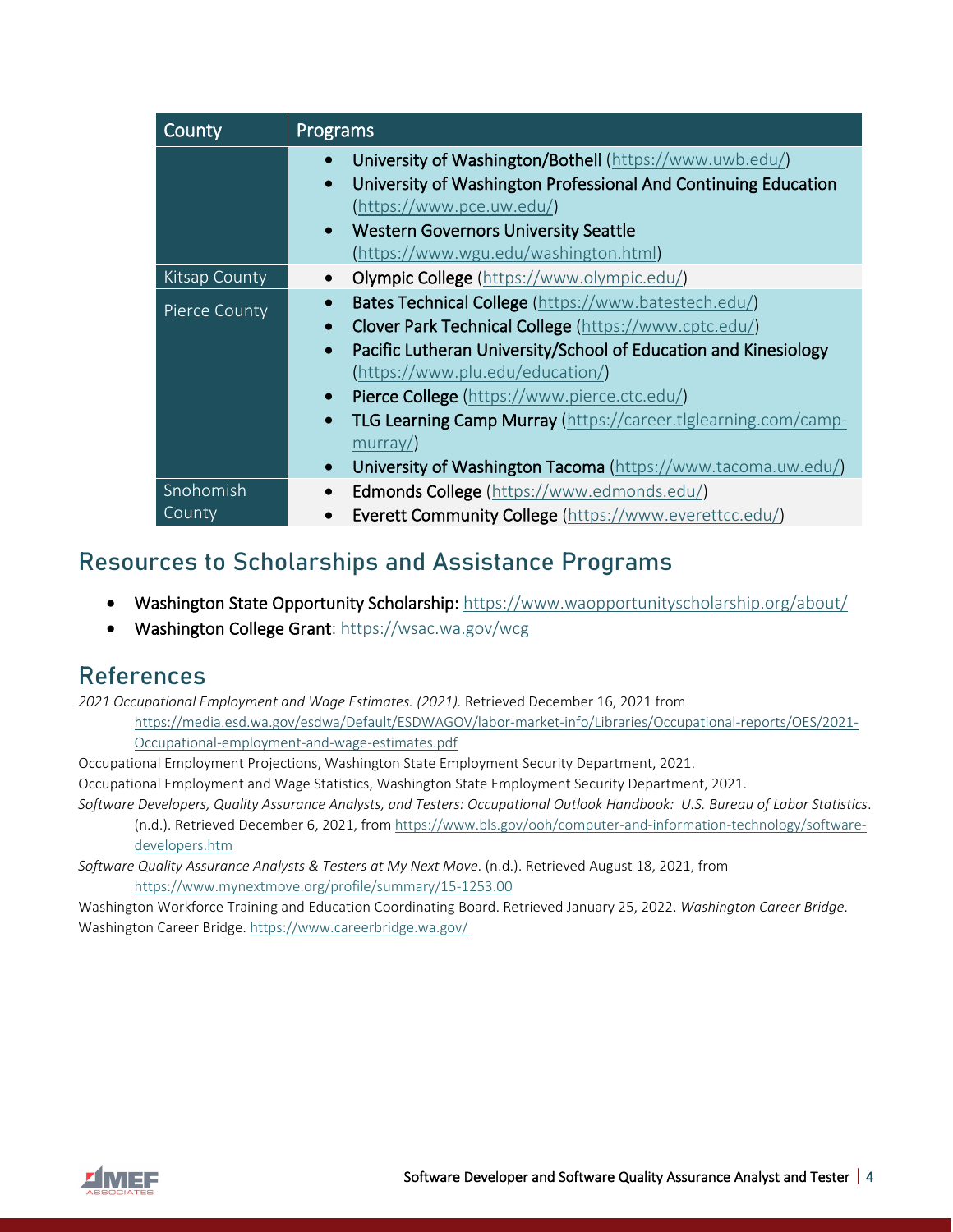| County | Programs |
| --- | --- |
|  | • **University of Washington/Bothell** (https://www.uwb.edu/)<br>• **University of Washington Professional And Continuing Education** (https://www.pce.uw.edu/)<br>• **Western Governors University Seattle** (https://www.wgu.edu/washington.html) |
| Kitsap County | • **Olympic College** (https://www.olympic.edu/) |
| Pierce County | • **Bates Technical College** (https://www.batestech.edu/)<br>• **Clover Park Technical College** (https://www.cptc.edu/)<br>• **Pacific Lutheran University/School of Education and Kinesiology** (https://www.plu.edu/education/)<br>• **Pierce College** (https://www.pierce.ctc.edu/)<br>• **TLG Learning Camp Murray** (https://career.tlglearning.com/camp-murray/)<br>• **University of Washington Tacoma** (https://www.tacoma.uw.edu/) |
| Snohomish County | • **Edmonds College** (https://www.edmonds.edu/)<br>• **Everett Community College** (https://www.everettcc.edu/) |

## Resources to Scholarships and Assistance Programs

- **Washington State Opportunity Scholarship:** https://www.waopportunityscholarship.org/about/
- **Washington College Grant**: https://wsac.wa.gov/wcg

## References

*2021 Occupational Employment and Wage Estimates. (2021).* Retrieved December 16, 2021 from https://media.esd.wa.gov/esdwa/Default/ESDWAGOV/labor-market-info/Libraries/Occupational-reports/OES/2021-Occupational-employment-and-wage-estimates.pdf

Occupational Employment Projections, Washington State Employment Security Department, 2021.

Occupational Employment and Wage Statistics, Washington State Employment Security Department, 2021.

*Software Developers, Quality Assurance Analysts, and Testers: Occupational Outlook Handbook: U.S. Bureau of Labor Statistics*. (n.d.). Retrieved December 6, 2021, from https://www.bls.gov/ooh/computer-and-information-technology/software-developers.htm

*Software Quality Assurance Analysts & Testers at My Next Move*. (n.d.). Retrieved August 18, 2021, from https://www.mynextmove.org/profile/summary/15-1253.00

Washington Workforce Training and Education Coordinating Board. Retrieved January 25, 2022. *Washington Career Bridge*. Washington Career Bridge. https://www.careerbridge.wa.gov/